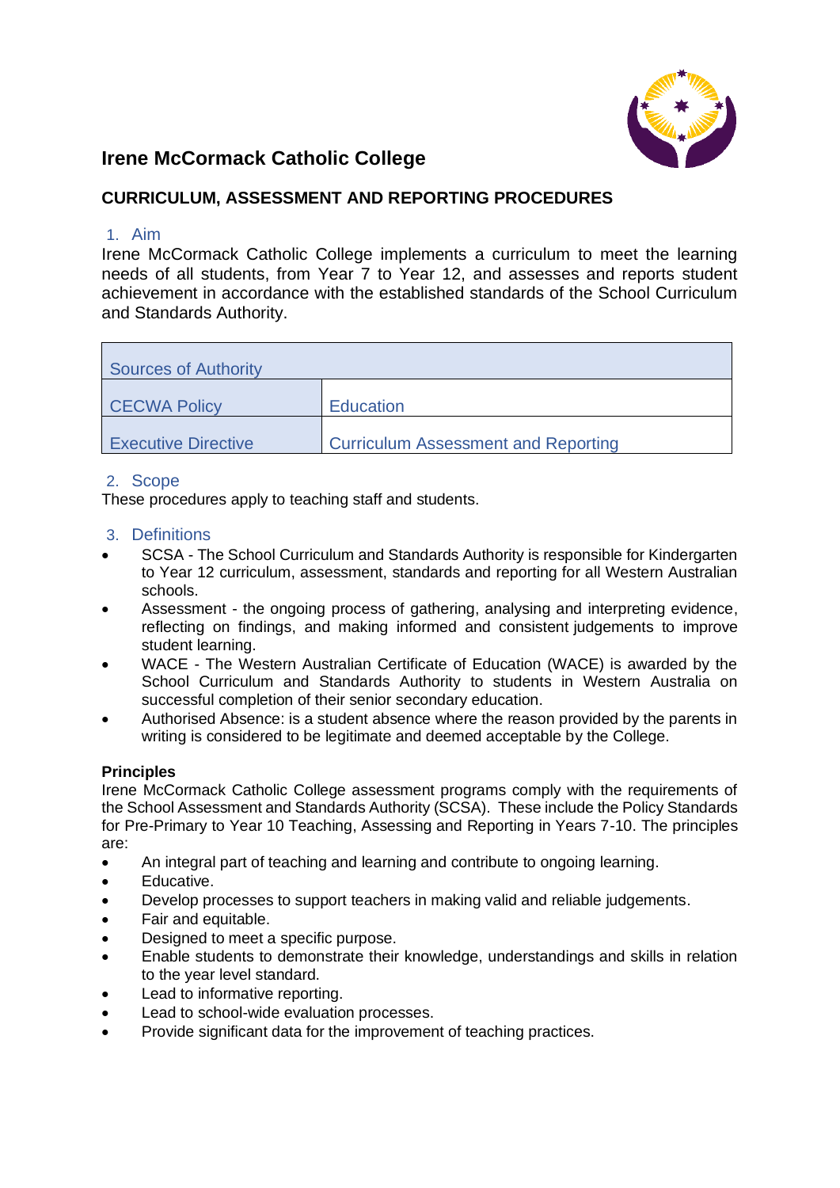# Irene McCormack Catholic College

## CURRICULUM, ASSESSMENT AND REPORTING PROCEDURES

### 1. Aim

Irene McCormack Catholic College implements a curriculum to meet the learning needs of all students, from Year 7 to Year 12, and assesses and reports student achievement in accordance with the established standards of the School Curriculum and Standards Authority.

| Sources of Authority | |
|---|---|
| CECWA Policy | Education |
| Executive Directive | Curriculum Assessment and Reporting |

### 2. Scope

These procedures apply to teaching staff and students.

### 3. Definitions

- SCSA - The School Curriculum and Standards Authority is responsible for Kindergarten to Year 12 curriculum, assessment, standards and reporting for all Western Australian schools.
- Assessment - the ongoing process of gathering, analysing and interpreting evidence, reflecting on findings, and making informed and consistent judgements to improve student learning.
- WACE - The Western Australian Certificate of Education (WACE) is awarded by the School Curriculum and Standards Authority to students in Western Australia on successful completion of their senior secondary education.
- Authorised Absence: is a student absence where the reason provided by the parents in writing is considered to be legitimate and deemed acceptable by the College.

**Principles**

Irene McCormack Catholic College assessment programs comply with the requirements of the School Assessment and Standards Authority (SCSA). These include the Policy Standards for Pre-Primary to Year 10 Teaching, Assessing and Reporting in Years 7-10. The principles are:

- An integral part of teaching and learning and contribute to ongoing learning.
- Educative.
- Develop processes to support teachers in making valid and reliable judgements.
- Fair and equitable.
- Designed to meet a specific purpose.
- Enable students to demonstrate their knowledge, understandings and skills in relation to the year level standard.
- Lead to informative reporting.
- Lead to school-wide evaluation processes.
- Provide significant data for the improvement of teaching practices.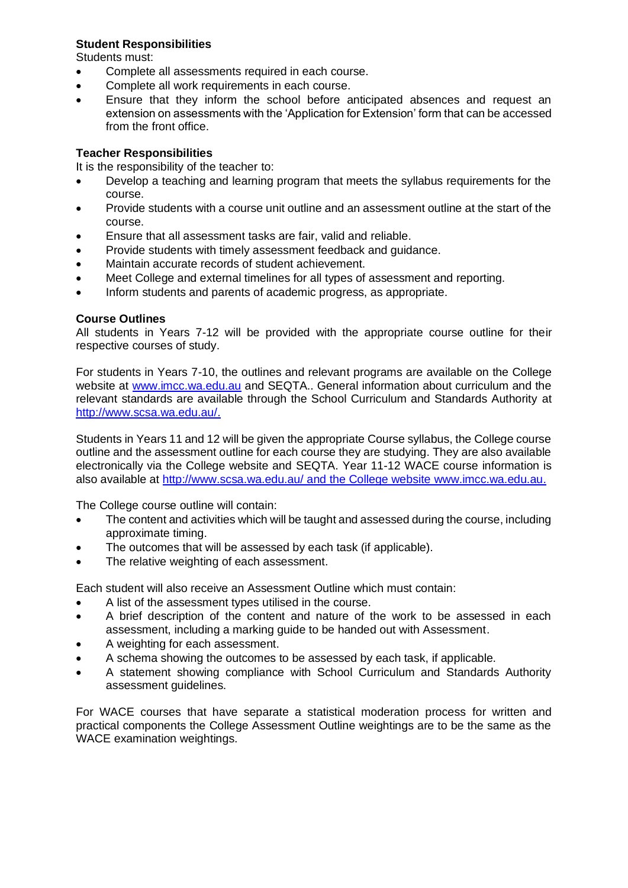**Student Responsibilities**

Students must:

- Complete all assessments required in each course.
- Complete all work requirements in each course.
- Ensure that they inform the school before anticipated absences and request an extension on assessments with the 'Application for Extension' form that can be accessed from the front office.

**Teacher Responsibilities**

It is the responsibility of the teacher to:

- Develop a teaching and learning program that meets the syllabus requirements for the course.
- Provide students with a course unit outline and an assessment outline at the start of the course.
- Ensure that all assessment tasks are fair, valid and reliable.
- Provide students with timely assessment feedback and guidance.
- Maintain accurate records of student achievement.
- Meet College and external timelines for all types of assessment and reporting.
- Inform students and parents of academic progress, as appropriate.

**Course Outlines**

All students in Years 7-12 will be provided with the appropriate course outline for their respective courses of study.

For students in Years 7-10, the outlines and relevant programs are available on the College website at www.imcc.wa.edu.au and SEQTA.. General information about curriculum and the relevant standards are available through the School Curriculum and Standards Authority at http://www.scsa.wa.edu.au/.

Students in Years 11 and 12 will be given the appropriate Course syllabus, the College course outline and the assessment outline for each course they are studying. They are also available electronically via the College website and SEQTA. Year 11-12 WACE course information is also available at http://www.scsa.wa.edu.au/ and the College website www.imcc.wa.edu.au.

The College course outline will contain:

- The content and activities which will be taught and assessed during the course, including approximate timing.
- The outcomes that will be assessed by each task (if applicable).
- The relative weighting of each assessment.

Each student will also receive an Assessment Outline which must contain:

- A list of the assessment types utilised in the course.
- A brief description of the content and nature of the work to be assessed in each assessment, including a marking guide to be handed out with Assessment.
- A weighting for each assessment.
- A schema showing the outcomes to be assessed by each task, if applicable.
- A statement showing compliance with School Curriculum and Standards Authority assessment guidelines.

For WACE courses that have separate a statistical moderation process for written and practical components the College Assessment Outline weightings are to be the same as the WACE examination weightings.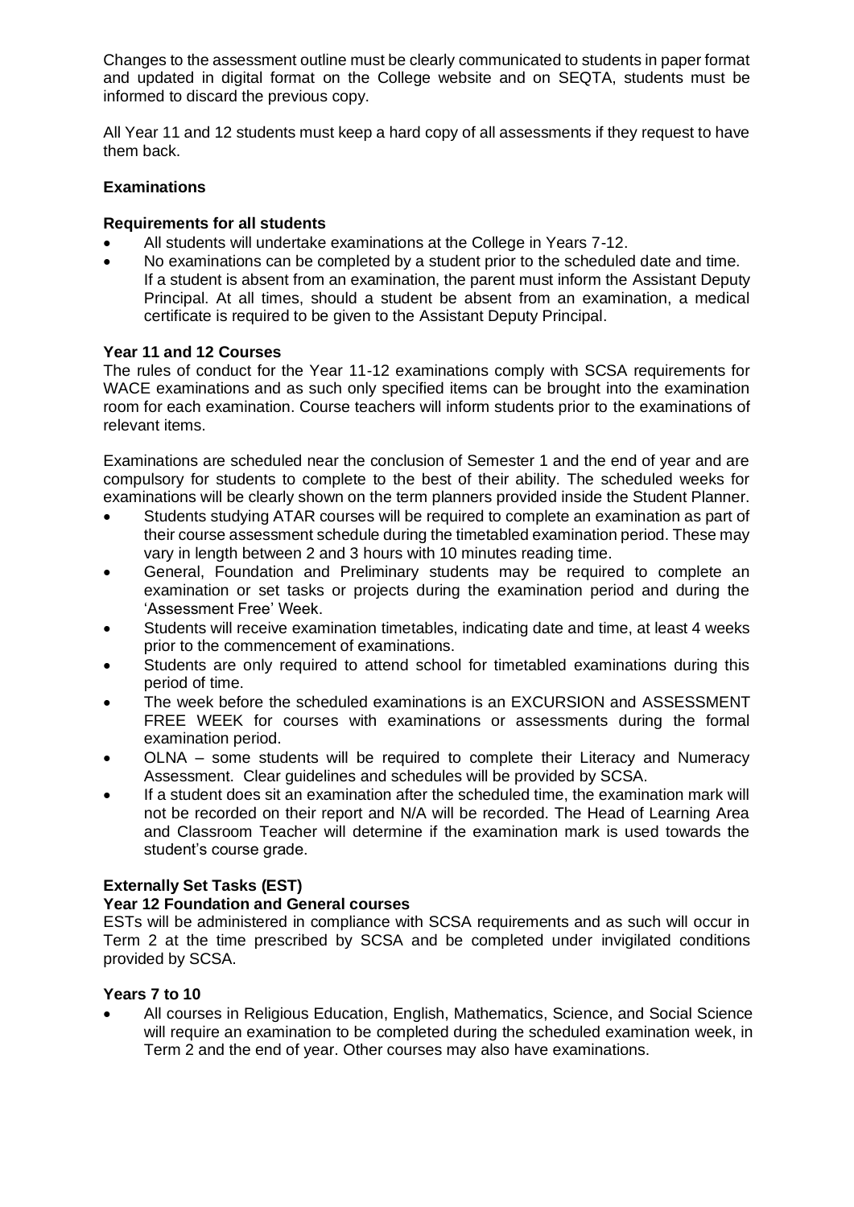Changes to the assessment outline must be clearly communicated to students in paper format and updated in digital format on the College website and on SEQTA, students must be informed to discard the previous copy.

All Year 11 and 12 students must keep a hard copy of all assessments if they request to have them back.

**Examinations**

**Requirements for all students**

- All students will undertake examinations at the College in Years 7-12.
- No examinations can be completed by a student prior to the scheduled date and time. If a student is absent from an examination, the parent must inform the Assistant Deputy Principal. At all times, should a student be absent from an examination, a medical certificate is required to be given to the Assistant Deputy Principal.

**Year 11 and 12 Courses**

The rules of conduct for the Year 11-12 examinations comply with SCSA requirements for WACE examinations and as such only specified items can be brought into the examination room for each examination. Course teachers will inform students prior to the examinations of relevant items.

Examinations are scheduled near the conclusion of Semester 1 and the end of year and are compulsory for students to complete to the best of their ability. The scheduled weeks for examinations will be clearly shown on the term planners provided inside the Student Planner.

- Students studying ATAR courses will be required to complete an examination as part of their course assessment schedule during the timetabled examination period. These may vary in length between 2 and 3 hours with 10 minutes reading time.
- General, Foundation and Preliminary students may be required to complete an examination or set tasks or projects during the examination period and during the 'Assessment Free' Week.
- Students will receive examination timetables, indicating date and time, at least 4 weeks prior to the commencement of examinations.
- Students are only required to attend school for timetabled examinations during this period of time.
- The week before the scheduled examinations is an EXCURSION and ASSESSMENT FREE WEEK for courses with examinations or assessments during the formal examination period.
- OLNA – some students will be required to complete their Literacy and Numeracy Assessment. Clear guidelines and schedules will be provided by SCSA.
- If a student does sit an examination after the scheduled time, the examination mark will not be recorded on their report and N/A will be recorded. The Head of Learning Area and Classroom Teacher will determine if the examination mark is used towards the student's course grade.

**Externally Set Tasks (EST)**

**Year 12 Foundation and General courses**

ESTs will be administered in compliance with SCSA requirements and as such will occur in Term 2 at the time prescribed by SCSA and be completed under invigilated conditions provided by SCSA.

**Years 7 to 10**

- All courses in Religious Education, English, Mathematics, Science, and Social Science will require an examination to be completed during the scheduled examination week, in Term 2 and the end of year. Other courses may also have examinations.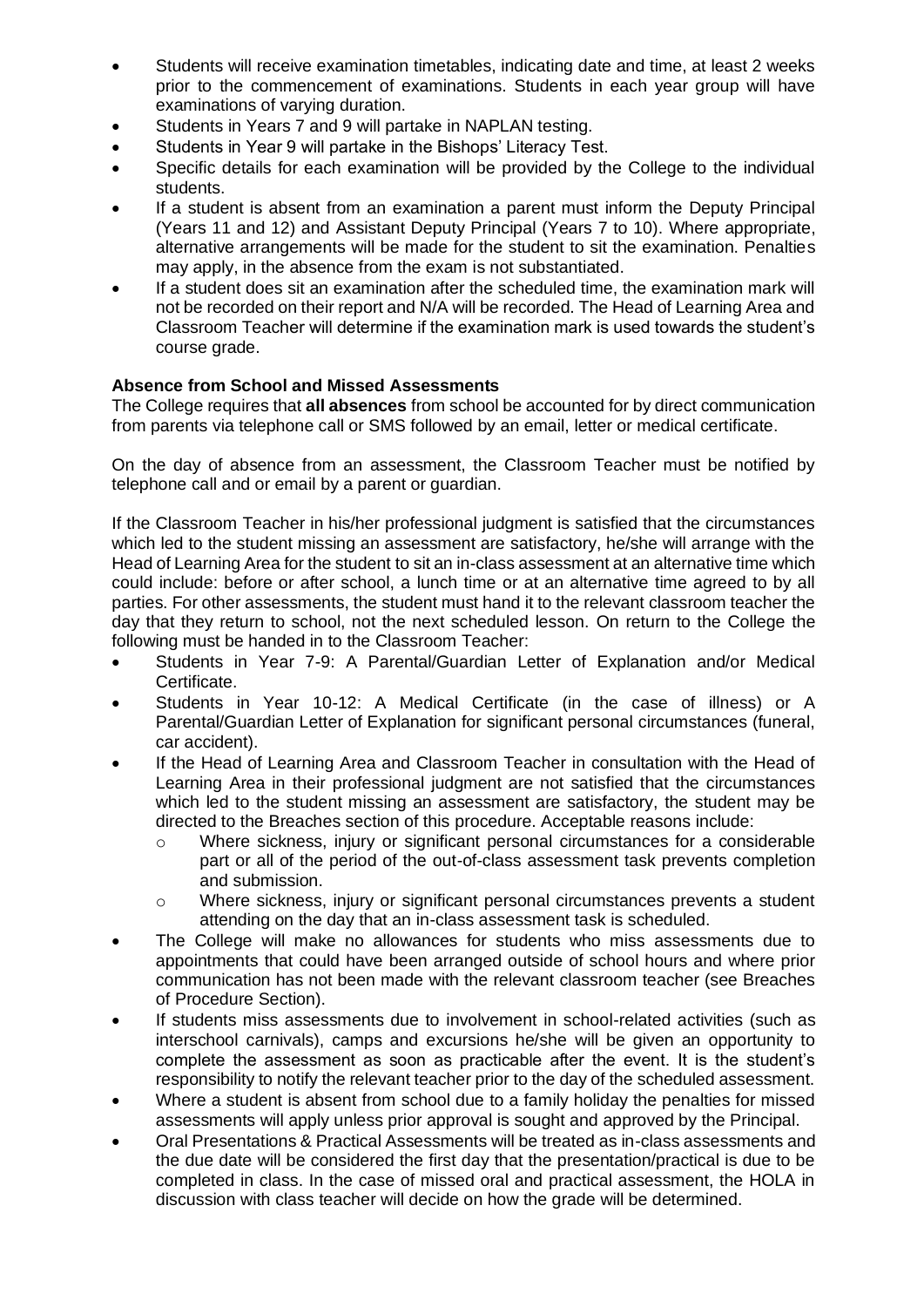- Students will receive examination timetables, indicating date and time, at least 2 weeks prior to the commencement of examinations. Students in each year group will have examinations of varying duration.
- Students in Years 7 and 9 will partake in NAPLAN testing.
- Students in Year 9 will partake in the Bishops' Literacy Test.
- Specific details for each examination will be provided by the College to the individual students.
- If a student is absent from an examination a parent must inform the Deputy Principal (Years 11 and 12) and Assistant Deputy Principal (Years 7 to 10). Where appropriate, alternative arrangements will be made for the student to sit the examination. Penalties may apply, in the absence from the exam is not substantiated.
- If a student does sit an examination after the scheduled time, the examination mark will not be recorded on their report and N/A will be recorded. The Head of Learning Area and Classroom Teacher will determine if the examination mark is used towards the student's course grade.

**Absence from School and Missed Assessments**

The College requires that **all absences** from school be accounted for by direct communication from parents via telephone call or SMS followed by an email, letter or medical certificate.

On the day of absence from an assessment, the Classroom Teacher must be notified by telephone call and or email by a parent or guardian.

If the Classroom Teacher in his/her professional judgment is satisfied that the circumstances which led to the student missing an assessment are satisfactory, he/she will arrange with the Head of Learning Area for the student to sit an in-class assessment at an alternative time which could include: before or after school, a lunch time or at an alternative time agreed to by all parties. For other assessments, the student must hand it to the relevant classroom teacher the day that they return to school, not the next scheduled lesson. On return to the College the following must be handed in to the Classroom Teacher:

- Students in Year 7-9: A Parental/Guardian Letter of Explanation and/or Medical Certificate.
- Students in Year 10-12: A Medical Certificate (in the case of illness) or A Parental/Guardian Letter of Explanation for significant personal circumstances (funeral, car accident).
- If the Head of Learning Area and Classroom Teacher in consultation with the Head of Learning Area in their professional judgment are not satisfied that the circumstances which led to the student missing an assessment are satisfactory, the student may be directed to the Breaches section of this procedure. Acceptable reasons include:
  - Where sickness, injury or significant personal circumstances for a considerable part or all of the period of the out-of-class assessment task prevents completion and submission.
  - Where sickness, injury or significant personal circumstances prevents a student attending on the day that an in-class assessment task is scheduled.
- The College will make no allowances for students who miss assessments due to appointments that could have been arranged outside of school hours and where prior communication has not been made with the relevant classroom teacher (see Breaches of Procedure Section).
- If students miss assessments due to involvement in school-related activities (such as interschool carnivals), camps and excursions he/she will be given an opportunity to complete the assessment as soon as practicable after the event. It is the student's responsibility to notify the relevant teacher prior to the day of the scheduled assessment.
- Where a student is absent from school due to a family holiday the penalties for missed assessments will apply unless prior approval is sought and approved by the Principal.
- Oral Presentations & Practical Assessments will be treated as in-class assessments and the due date will be considered the first day that the presentation/practical is due to be completed in class. In the case of missed oral and practical assessment, the HOLA in discussion with class teacher will decide on how the grade will be determined.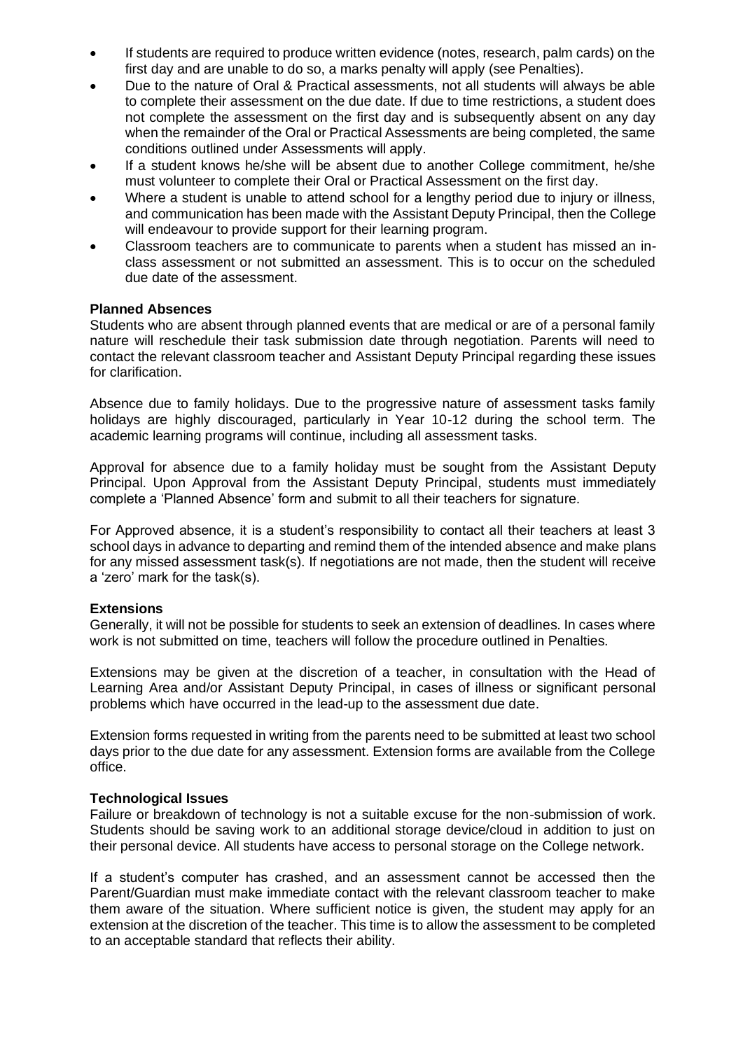- If students are required to produce written evidence (notes, research, palm cards) on the first day and are unable to do so, a marks penalty will apply (see Penalties).
- Due to the nature of Oral & Practical assessments, not all students will always be able to complete their assessment on the due date. If due to time restrictions, a student does not complete the assessment on the first day and is subsequently absent on any day when the remainder of the Oral or Practical Assessments are being completed, the same conditions outlined under Assessments will apply.
- If a student knows he/she will be absent due to another College commitment, he/she must volunteer to complete their Oral or Practical Assessment on the first day.
- Where a student is unable to attend school for a lengthy period due to injury or illness, and communication has been made with the Assistant Deputy Principal, then the College will endeavour to provide support for their learning program.
- Classroom teachers are to communicate to parents when a student has missed an in-class assessment or not submitted an assessment. This is to occur on the scheduled due date of the assessment.

**Planned Absences**

Students who are absent through planned events that are medical or are of a personal family nature will reschedule their task submission date through negotiation. Parents will need to contact the relevant classroom teacher and Assistant Deputy Principal regarding these issues for clarification.

Absence due to family holidays. Due to the progressive nature of assessment tasks family holidays are highly discouraged, particularly in Year 10-12 during the school term. The academic learning programs will continue, including all assessment tasks.

Approval for absence due to a family holiday must be sought from the Assistant Deputy Principal. Upon Approval from the Assistant Deputy Principal, students must immediately complete a 'Planned Absence' form and submit to all their teachers for signature.

For Approved absence, it is a student's responsibility to contact all their teachers at least 3 school days in advance to departing and remind them of the intended absence and make plans for any missed assessment task(s). If negotiations are not made, then the student will receive a 'zero' mark for the task(s).

**Extensions**

Generally, it will not be possible for students to seek an extension of deadlines. In cases where work is not submitted on time, teachers will follow the procedure outlined in Penalties.

Extensions may be given at the discretion of a teacher, in consultation with the Head of Learning Area and/or Assistant Deputy Principal, in cases of illness or significant personal problems which have occurred in the lead-up to the assessment due date.

Extension forms requested in writing from the parents need to be submitted at least two school days prior to the due date for any assessment. Extension forms are available from the College office.

**Technological Issues**

Failure or breakdown of technology is not a suitable excuse for the non-submission of work. Students should be saving work to an additional storage device/cloud in addition to just on their personal device. All students have access to personal storage on the College network.

If a student's computer has crashed, and an assessment cannot be accessed then the Parent/Guardian must make immediate contact with the relevant classroom teacher to make them aware of the situation. Where sufficient notice is given, the student may apply for an extension at the discretion of the teacher. This time is to allow the assessment to be completed to an acceptable standard that reflects their ability.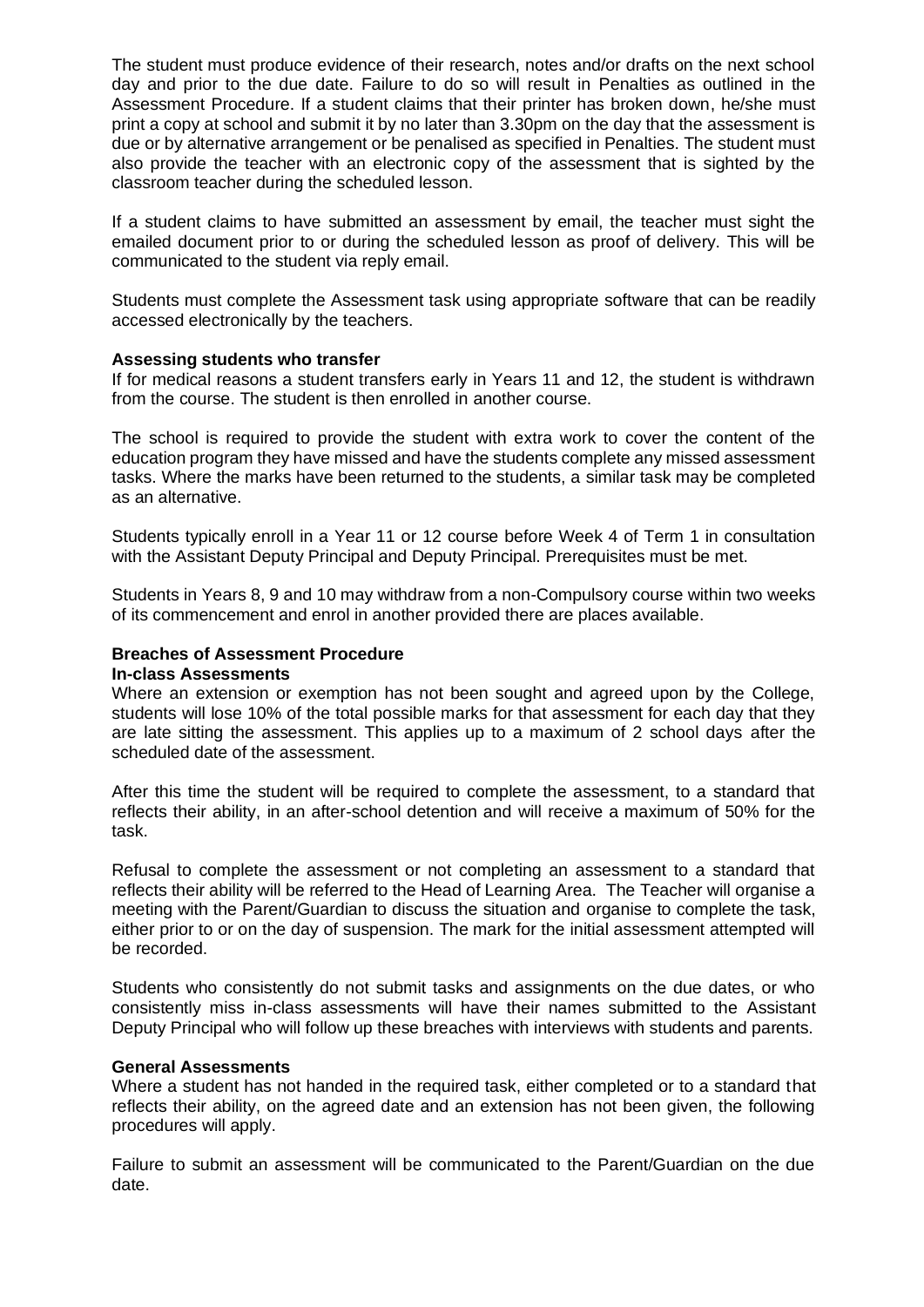The student must produce evidence of their research, notes and/or drafts on the next school day and prior to the due date. Failure to do so will result in Penalties as outlined in the Assessment Procedure. If a student claims that their printer has broken down, he/she must print a copy at school and submit it by no later than 3.30pm on the day that the assessment is due or by alternative arrangement or be penalised as specified in Penalties. The student must also provide the teacher with an electronic copy of the assessment that is sighted by the classroom teacher during the scheduled lesson.

If a student claims to have submitted an assessment by email, the teacher must sight the emailed document prior to or during the scheduled lesson as proof of delivery. This will be communicated to the student via reply email.

Students must complete the Assessment task using appropriate software that can be readily accessed electronically by the teachers.

**Assessing students who transfer**

If for medical reasons a student transfers early in Years 11 and 12, the student is withdrawn from the course. The student is then enrolled in another course.

The school is required to provide the student with extra work to cover the content of the education program they have missed and have the students complete any missed assessment tasks. Where the marks have been returned to the students, a similar task may be completed as an alternative.

Students typically enroll in a Year 11 or 12 course before Week 4 of Term 1 in consultation with the Assistant Deputy Principal and Deputy Principal. Prerequisites must be met.

Students in Years 8, 9 and 10 may withdraw from a non-Compulsory course within two weeks of its commencement and enrol in another provided there are places available.

**Breaches of Assessment Procedure**

**In-class Assessments**

Where an extension or exemption has not been sought and agreed upon by the College, students will lose 10% of the total possible marks for that assessment for each day that they are late sitting the assessment. This applies up to a maximum of 2 school days after the scheduled date of the assessment.

After this time the student will be required to complete the assessment, to a standard that reflects their ability, in an after-school detention and will receive a maximum of 50% for the task.

Refusal to complete the assessment or not completing an assessment to a standard that reflects their ability will be referred to the Head of Learning Area. The Teacher will organise a meeting with the Parent/Guardian to discuss the situation and organise to complete the task, either prior to or on the day of suspension. The mark for the initial assessment attempted will be recorded.

Students who consistently do not submit tasks and assignments on the due dates, or who consistently miss in-class assessments will have their names submitted to the Assistant Deputy Principal who will follow up these breaches with interviews with students and parents.

**General Assessments**

Where a student has not handed in the required task, either completed or to a standard that reflects their ability, on the agreed date and an extension has not been given, the following procedures will apply.

Failure to submit an assessment will be communicated to the Parent/Guardian on the due date.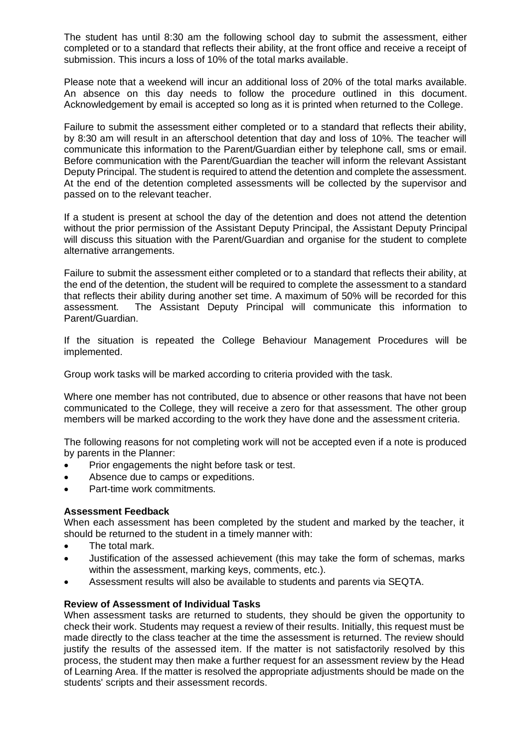The student has until 8:30 am the following school day to submit the assessment, either completed or to a standard that reflects their ability, at the front office and receive a receipt of submission. This incurs a loss of 10% of the total marks available.

Please note that a weekend will incur an additional loss of 20% of the total marks available. An absence on this day needs to follow the procedure outlined in this document. Acknowledgement by email is accepted so long as it is printed when returned to the College.

Failure to submit the assessment either completed or to a standard that reflects their ability, by 8:30 am will result in an afterschool detention that day and loss of 10%. The teacher will communicate this information to the Parent/Guardian either by telephone call, sms or email. Before communication with the Parent/Guardian the teacher will inform the relevant Assistant Deputy Principal. The student is required to attend the detention and complete the assessment. At the end of the detention completed assessments will be collected by the supervisor and passed on to the relevant teacher.

If a student is present at school the day of the detention and does not attend the detention without the prior permission of the Assistant Deputy Principal, the Assistant Deputy Principal will discuss this situation with the Parent/Guardian and organise for the student to complete alternative arrangements.

Failure to submit the assessment either completed or to a standard that reflects their ability, at the end of the detention, the student will be required to complete the assessment to a standard that reflects their ability during another set time. A maximum of 50% will be recorded for this assessment. The Assistant Deputy Principal will communicate this information to Parent/Guardian.

If the situation is repeated the College Behaviour Management Procedures will be implemented.

Group work tasks will be marked according to criteria provided with the task.

Where one member has not contributed, due to absence or other reasons that have not been communicated to the College, they will receive a zero for that assessment. The other group members will be marked according to the work they have done and the assessment criteria.

The following reasons for not completing work will not be accepted even if a note is produced by parents in the Planner:

- Prior engagements the night before task or test.
- Absence due to camps or expeditions.
- Part-time work commitments.

**Assessment Feedback**

When each assessment has been completed by the student and marked by the teacher, it should be returned to the student in a timely manner with:

- The total mark.
- Justification of the assessed achievement (this may take the form of schemas, marks within the assessment, marking keys, comments, etc.).
- Assessment results will also be available to students and parents via SEQTA.

**Review of Assessment of Individual Tasks**

When assessment tasks are returned to students, they should be given the opportunity to check their work. Students may request a review of their results. Initially, this request must be made directly to the class teacher at the time the assessment is returned. The review should justify the results of the assessed item. If the matter is not satisfactorily resolved by this process, the student may then make a further request for an assessment review by the Head of Learning Area. If the matter is resolved the appropriate adjustments should be made on the students' scripts and their assessment records.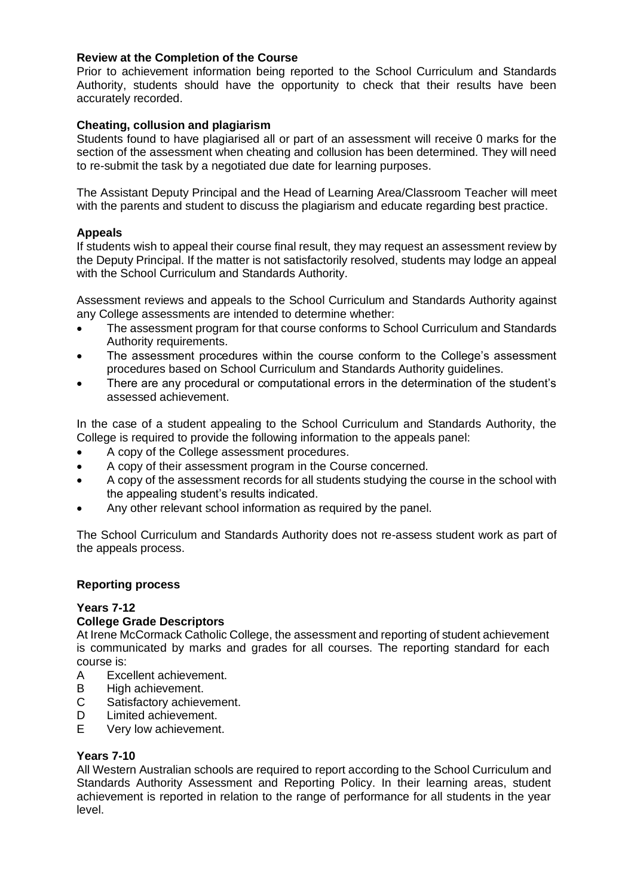### Review at the Completion of the Course

Prior to achievement information being reported to the School Curriculum and Standards Authority, students should have the opportunity to check that their results have been accurately recorded.

### Cheating, collusion and plagiarism

Students found to have plagiarised all or part of an assessment will receive 0 marks for the section of the assessment when cheating and collusion has been determined. They will need to re-submit the task by a negotiated due date for learning purposes.

The Assistant Deputy Principal and the Head of Learning Area/Classroom Teacher will meet with the parents and student to discuss the plagiarism and educate regarding best practice.

### Appeals

If students wish to appeal their course final result, they may request an assessment review by the Deputy Principal. If the matter is not satisfactorily resolved, students may lodge an appeal with the School Curriculum and Standards Authority.

Assessment reviews and appeals to the School Curriculum and Standards Authority against any College assessments are intended to determine whether:

- The assessment program for that course conforms to School Curriculum and Standards Authority requirements.
- The assessment procedures within the course conform to the College's assessment procedures based on School Curriculum and Standards Authority guidelines.
- There are any procedural or computational errors in the determination of the student's assessed achievement.

In the case of a student appealing to the School Curriculum and Standards Authority, the College is required to provide the following information to the appeals panel:

- A copy of the College assessment procedures.
- A copy of their assessment program in the Course concerned.
- A copy of the assessment records for all students studying the course in the school with the appealing student's results indicated.
- Any other relevant school information as required by the panel.

The School Curriculum and Standards Authority does not re-assess student work as part of the appeals process.

## Reporting process

### Years 7-12

### College Grade Descriptors

At Irene McCormack Catholic College, the assessment and reporting of student achievement is communicated by marks and grades for all courses. The reporting standard for each course is:

A Excellent achievement.
B High achievement.
C Satisfactory achievement.
D Limited achievement.
E Very low achievement.

### Years 7-10

All Western Australian schools are required to report according to the School Curriculum and Standards Authority Assessment and Reporting Policy. In their learning areas, student achievement is reported in relation to the range of performance for all students in the year level.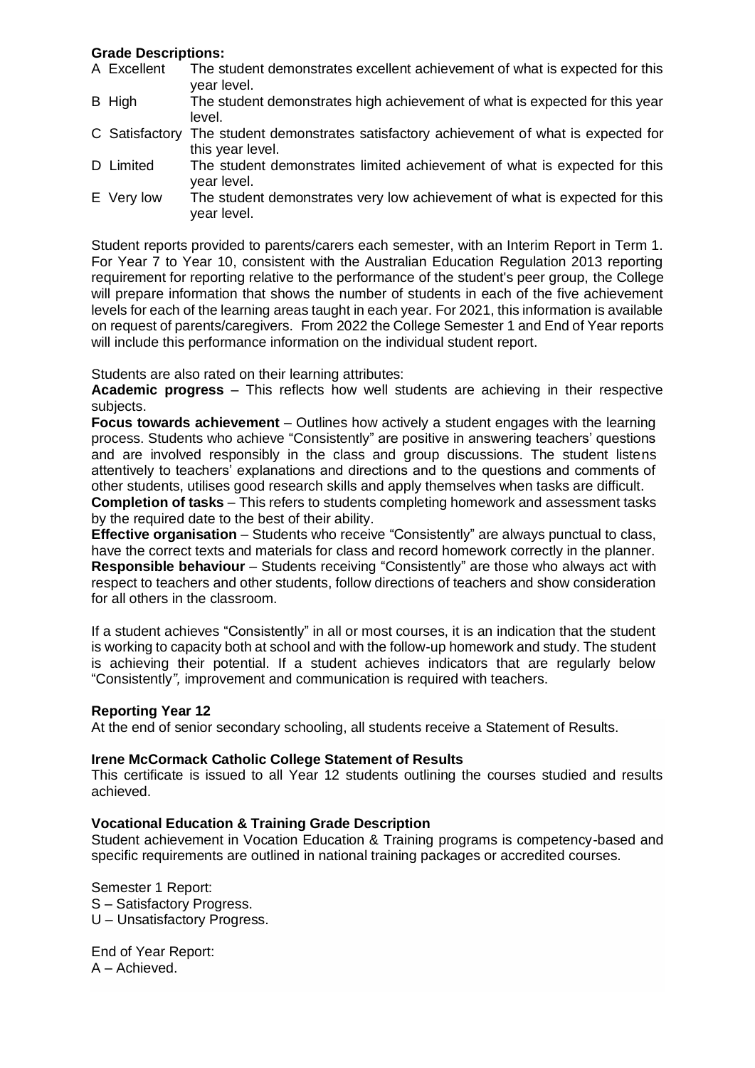**Grade Descriptions:**

| | |
|---|---|
| A Excellent | The student demonstrates excellent achievement of what is expected for this year level. |
| B High | The student demonstrates high achievement of what is expected for this year level. |
| C Satisfactory | The student demonstrates satisfactory achievement of what is expected for this year level. |
| D Limited | The student demonstrates limited achievement of what is expected for this year level. |
| E Very low | The student demonstrates very low achievement of what is expected for this year level. |

Student reports provided to parents/carers each semester, with an Interim Report in Term 1. For Year 7 to Year 10, consistent with the Australian Education Regulation 2013 reporting requirement for reporting relative to the performance of the student's peer group, the College will prepare information that shows the number of students in each of the five achievement levels for each of the learning areas taught in each year. For 2021, this information is available on request of parents/caregivers. From 2022 the College Semester 1 and End of Year reports will include this performance information on the individual student report.

Students are also rated on their learning attributes:

**Academic progress** – This reflects how well students are achieving in their respective subjects.

**Focus towards achievement** – Outlines how actively a student engages with the learning process. Students who achieve "Consistently" are positive in answering teachers' questions and are involved responsibly in the class and group discussions. The student listens attentively to teachers' explanations and directions and to the questions and comments of other students, utilises good research skills and apply themselves when tasks are difficult.

**Completion of tasks** – This refers to students completing homework and assessment tasks by the required date to the best of their ability.

**Effective organisation** – Students who receive "Consistently" are always punctual to class, have the correct texts and materials for class and record homework correctly in the planner.

**Responsible behaviour** – Students receiving "Consistently" are those who always act with respect to teachers and other students, follow directions of teachers and show consideration for all others in the classroom.

If a student achieves "Consistently" in all or most courses, it is an indication that the student is working to capacity both at school and with the follow-up homework and study. The student is achieving their potential. If a student achieves indicators that are regularly below "Consistently*",* improvement and communication is required with teachers.

**Reporting Year 12**

At the end of senior secondary schooling, all students receive a Statement of Results.

**Irene McCormack Catholic College Statement of Results**

This certificate is issued to all Year 12 students outlining the courses studied and results achieved.

**Vocational Education & Training Grade Description**

Student achievement in Vocation Education & Training programs is competency-based and specific requirements are outlined in national training packages or accredited courses.

Semester 1 Report:
S – Satisfactory Progress.
U – Unsatisfactory Progress.

End of Year Report:
A – Achieved.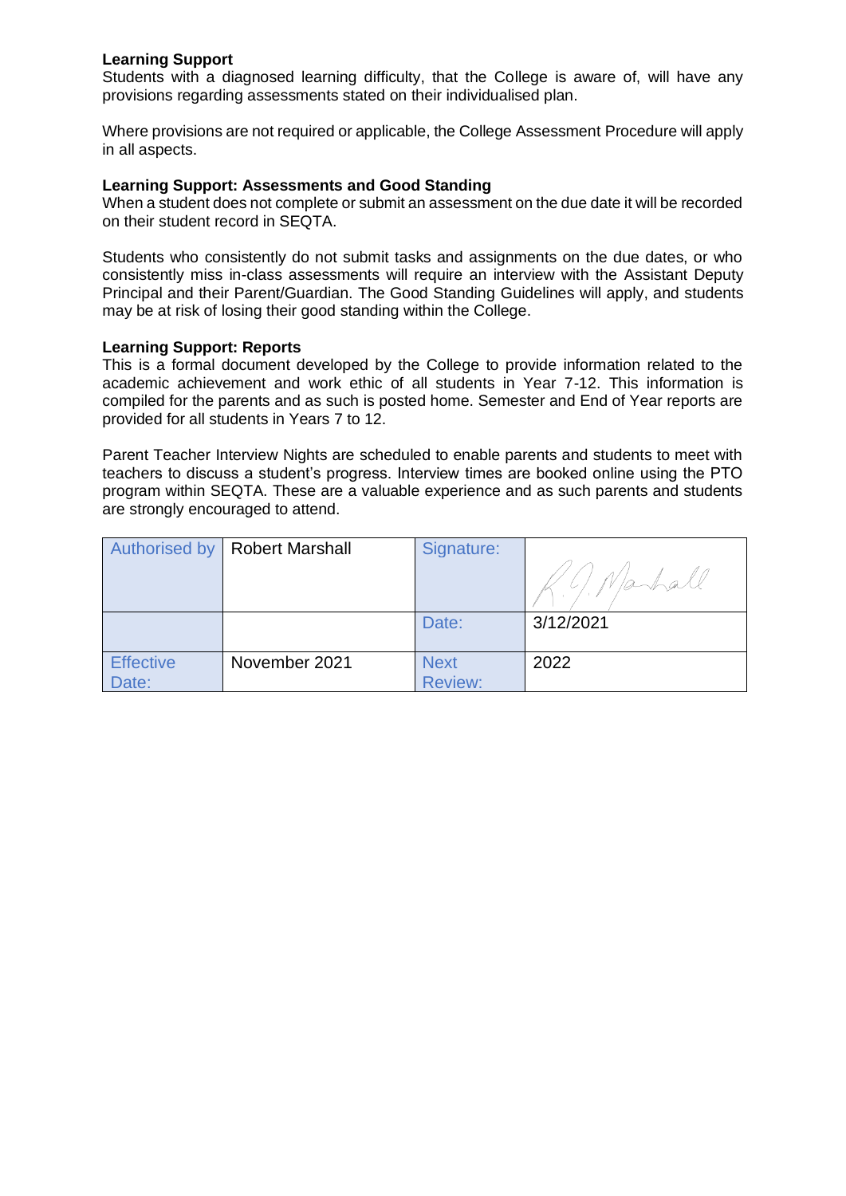**Learning Support**
Students with a diagnosed learning difficulty, that the College is aware of, will have any provisions regarding assessments stated on their individualised plan.

Where provisions are not required or applicable, the College Assessment Procedure will apply in all aspects.

**Learning Support: Assessments and Good Standing**
When a student does not complete or submit an assessment on the due date it will be recorded on their student record in SEQTA.

Students who consistently do not submit tasks and assignments on the due dates, or who consistently miss in-class assessments will require an interview with the Assistant Deputy Principal and their Parent/Guardian. The Good Standing Guidelines will apply, and students may be at risk of losing their good standing within the College.

**Learning Support: Reports**
This is a formal document developed by the College to provide information related to the academic achievement and work ethic of all students in Year 7-12. This information is compiled for the parents and as such is posted home. Semester and End of Year reports are provided for all students in Years 7 to 12.

Parent Teacher Interview Nights are scheduled to enable parents and students to meet with teachers to discuss a student's progress. Interview times are booked online using the PTO program within SEQTA. These are a valuable experience and as such parents and students are strongly encouraged to attend.

| | | | |
|---|---|---|---|
| Authorised by | Robert Marshall | Signature: | R.J. Marshall |
| | | Date: | 3/12/2021 |
| Effective Date: | November 2021 | Next Review: | 2022 |